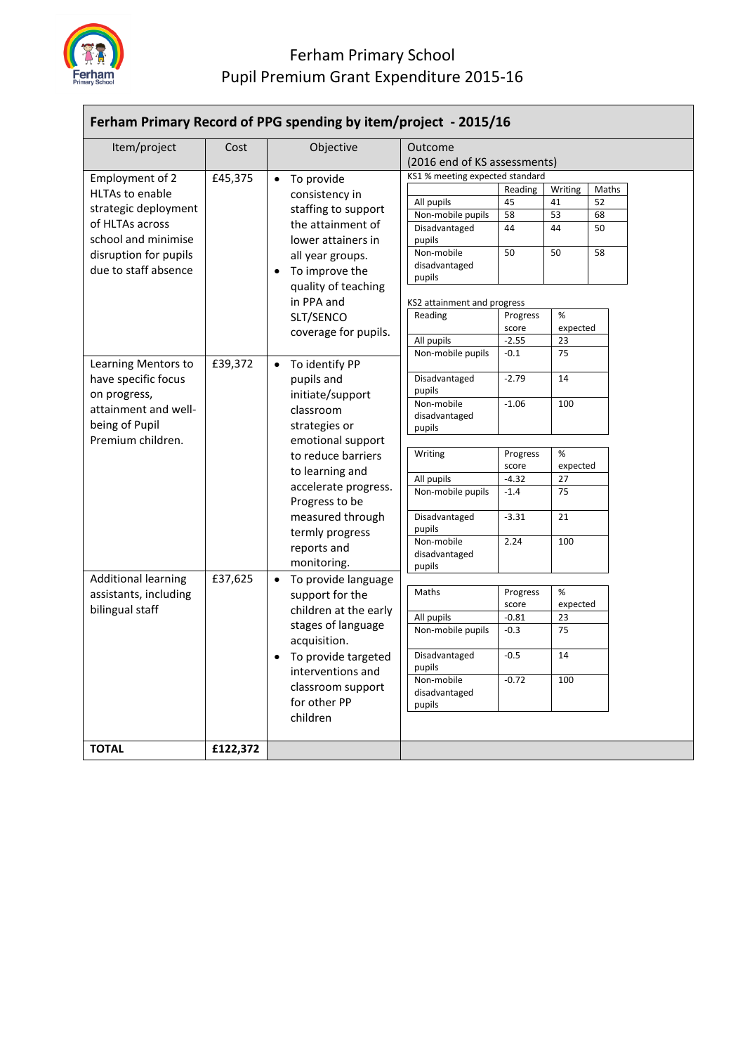# Ferham Primary School

## Pupil Premium Grant Expenditure 2015-16

**Ferham Primary Record of PPG spending by item/project - 2015/16**

| Item/project | Cost | Objective |
|---|---|---|
| Employment of 2 HLTAs to enable strategic deployment of HLTAs across school and minimise disruption for pupils due to staff absence | £45,375 | • To provide consistency in staffing to support the attainment of lower attainers in all year groups.<br>• To improve the quality of teaching in PPA and SLT/SENCO coverage for pupils. |
| Learning Mentors to have specific focus on progress, attainment and well-being of Pupil Premium children. | £39,372 | • To identify PP pupils and initiate/support classroom strategies or emotional support to reduce barriers to learning and accelerate progress. Progress to be measured through termly progress reports and monitoring. |
| Additional learning assistants, including bilingual staff | £37,625 | • To provide language support for the children at the early stages of language acquisition.<br>• To provide targeted interventions and classroom support for other PP children |
| **TOTAL** | **£122,372** | |

**Outcome (2016 end of KS assessments)**

KS1 % meeting expected standard

| | Reading | Writing | Maths |
|---|---|---|---|
| All pupils | 45 | 41 | 52 |
| Non-mobile pupils | 58 | 53 | 68 |
| Disadvantaged pupils | 44 | 44 | 50 |
| Non-mobile disadvantaged pupils | 50 | 50 | 58 |

KS2 attainment and progress

| Reading | Progress score | % expected |
|---|---|---|
| All pupils | -2.55 | 23 |
| Non-mobile pupils | -0.1 | 75 |
| Disadvantaged pupils | -2.79 | 14 |
| Non-mobile disadvantaged pupils | -1.06 | 100 |

| Writing | Progress score | % expected |
|---|---|---|
| All pupils | -4.32 | 27 |
| Non-mobile pupils | -1.4 | 75 |
| Disadvantaged pupils | -3.31 | 21 |
| Non-mobile disadvantaged pupils | 2.24 | 100 |

| Maths | Progress score | % expected |
|---|---|---|
| All pupils | -0.81 | 23 |
| Non-mobile pupils | -0.3 | 75 |
| Disadvantaged pupils | -0.5 | 14 |
| Non-mobile disadvantaged pupils | -0.72 | 100 |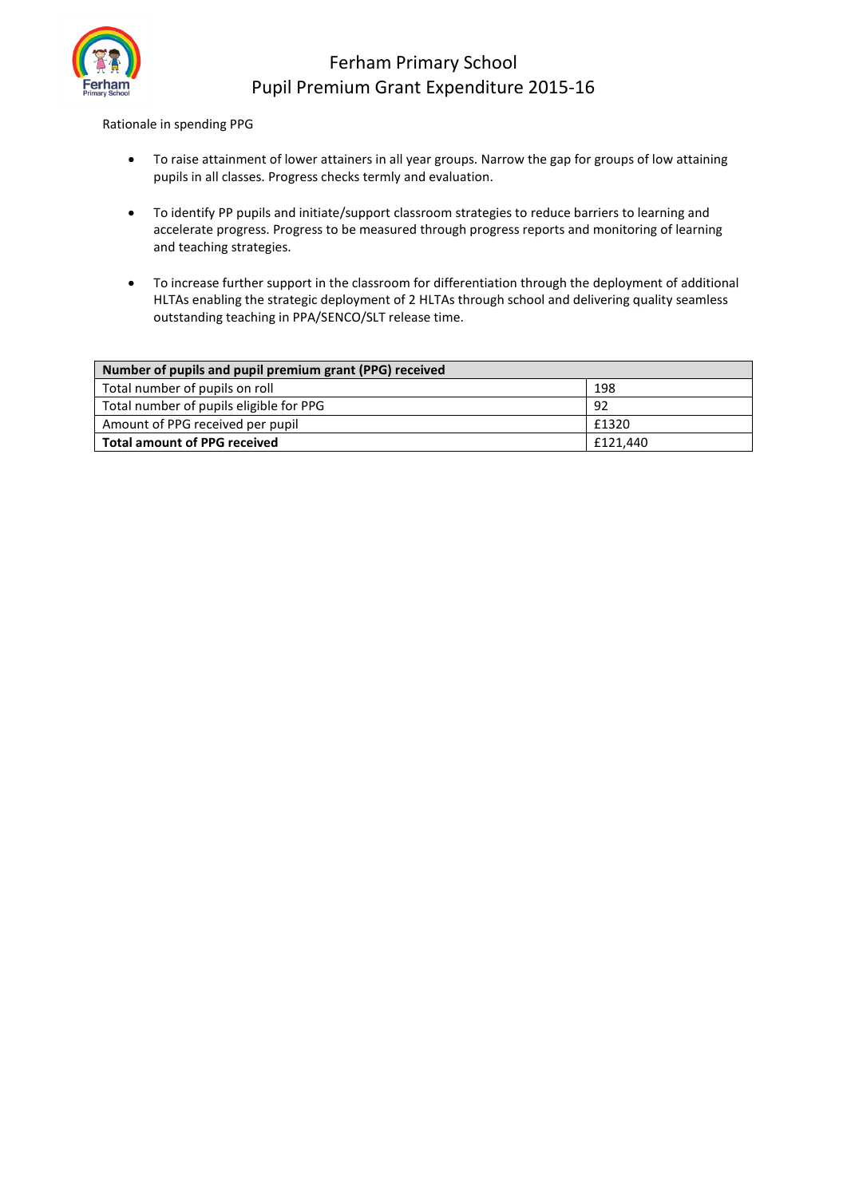# Ferham Primary School
## Pupil Premium Grant Expenditure 2015-16

Rationale in spending PPG

- To raise attainment of lower attainers in all year groups. Narrow the gap for groups of low attaining pupils in all classes. Progress checks termly and evaluation.
- To identify PP pupils and initiate/support classroom strategies to reduce barriers to learning and accelerate progress. Progress to be measured through progress reports and monitoring of learning and teaching strategies.
- To increase further support in the classroom for differentiation through the deployment of additional HLTAs enabling the strategic deployment of 2 HLTAs through school and delivering quality seamless outstanding teaching in PPA/SENCO/SLT release time.

| **Number of pupils and pupil premium grant (PPG) received** | |
|---|---|
| Total number of pupils on roll | 198 |
| Total number of pupils eligible for PPG | 92 |
| Amount of PPG received per pupil | £1320 |
| **Total amount of PPG received** | £121,440 |